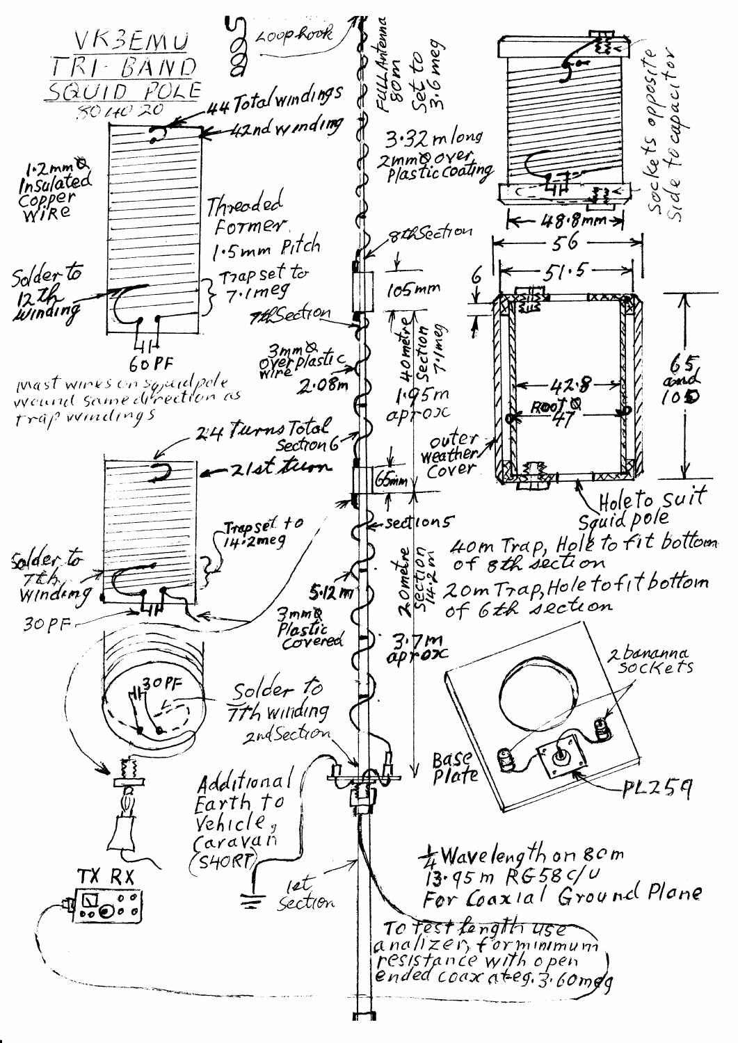# VK3EMU TRI-BAND SQUID POLE

80 40 20

Loop hook

FULL Antenna 80m Set to 3.6 meg

44 Total windings

42nd winding

1.2mm Ø Insulated Copper Wire

Threaded Former 1.5mm Pitch

Solder to 12th winding

Trap set to 7.1meg

60PF

Mast wires on squid pole wound same direction as trap windings

3.32 m long 2mm Ø over Plastic Coating

8th Section

105mm

7th Section

3mm Ø over plastic wire

2.08m

40 metre Section 7.1meg

1.95m approx

24 Turns Total Section 6

21st turn

65mm

Trap set to 14.2meg

Solder to 7th winding

30PF

sections 5

5.12m

3mm Ø Plastic Covered

20 metre Section 14.2m

3.7m approx

30PF

Solder to 7th winding

2nd Section

Additional Earth to Vehicle, Caravan (SHORT)

1st Section

TX RX

Sockets opposite side to capacitor

48.8mm

56

51.5

6

42.8

Root Ø 47

65 and 105

outer weather cover

Hole to suit squid pole

40m Trap, Hole to fit bottom of 8th section

20m Trap, Hole to fit bottom of 6th section

2 bananna sockets

Base Plate

PL259

¼ Wavelength on 80m 13.95 m RG58C/U For Coaxial Ground Plane

To test length use analizer, for minimum resistance with open ended coax at eg. 3.60meg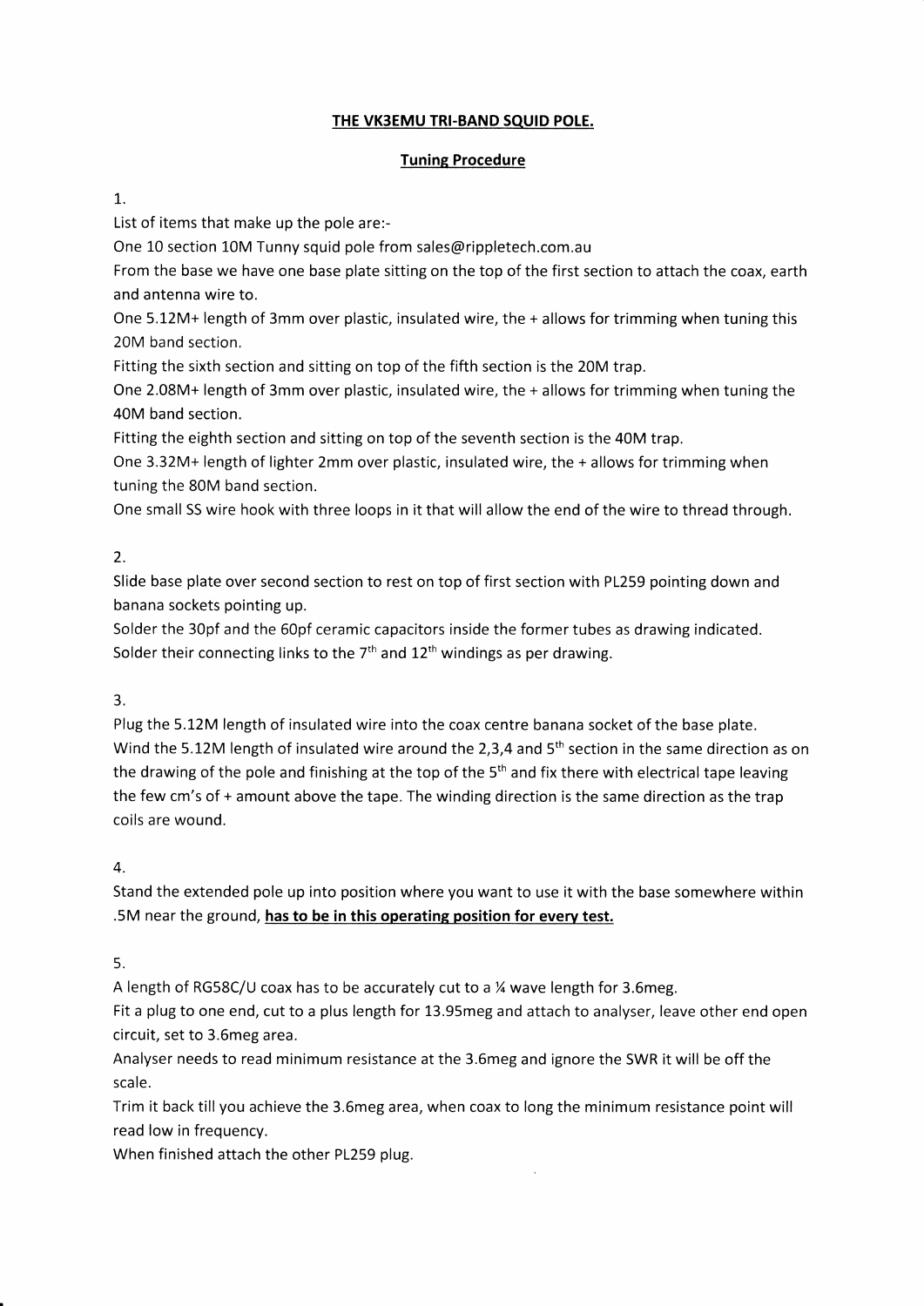**THE VK3EMU TRI-BAND SQUID POLE.**

**Tuning Procedure**

1.

List of items that make up the pole are:-

One 10 section 10M Tunny squid pole from sales@rippletech.com.au

From the base we have one base plate sitting on the top of the first section to attach the coax, earth and antenna wire to.

One 5.12M+ length of 3mm over plastic, insulated wire, the + allows for trimming when tuning this 20M band section.

Fitting the sixth section and sitting on top of the fifth section is the 20M trap.

One 2.08M+ length of 3mm over plastic, insulated wire, the + allows for trimming when tuning the 40M band section.

Fitting the eighth section and sitting on top of the seventh section is the 40M trap.

One 3.32M+ length of lighter 2mm over plastic, insulated wire, the + allows for trimming when tuning the 80M band section.

One small SS wire hook with three loops in it that will allow the end of the wire to thread through.

2.

Slide base plate over second section to rest on top of first section with PL259 pointing down and banana sockets pointing up.

Solder the 30pf and the 60pf ceramic capacitors inside the former tubes as drawing indicated.

Solder their connecting links to the 7th and 12th windings as per drawing.

3.

Plug the 5.12M length of insulated wire into the coax centre banana socket of the base plate.

Wind the 5.12M length of insulated wire around the 2,3,4 and 5th section in the same direction as on the drawing of the pole and finishing at the top of the 5th and fix there with electrical tape leaving the few cm's of + amount above the tape. The winding direction is the same direction as the trap coils are wound.

4.

Stand the extended pole up into position where you want to use it with the base somewhere within .5M near the ground, **has to be in this operating position for every test.**

5.

A length of RG58C/U coax has to be accurately cut to a ¼ wave length for 3.6meg.

Fit a plug to one end, cut to a plus length for 13.95meg and attach to analyser, leave other end open circuit, set to 3.6meg area.

Analyser needs to read minimum resistance at the 3.6meg and ignore the SWR it will be off the scale.

Trim it back till you achieve the 3.6meg area, when coax to long the minimum resistance point will read low in frequency.

When finished attach the other PL259 plug.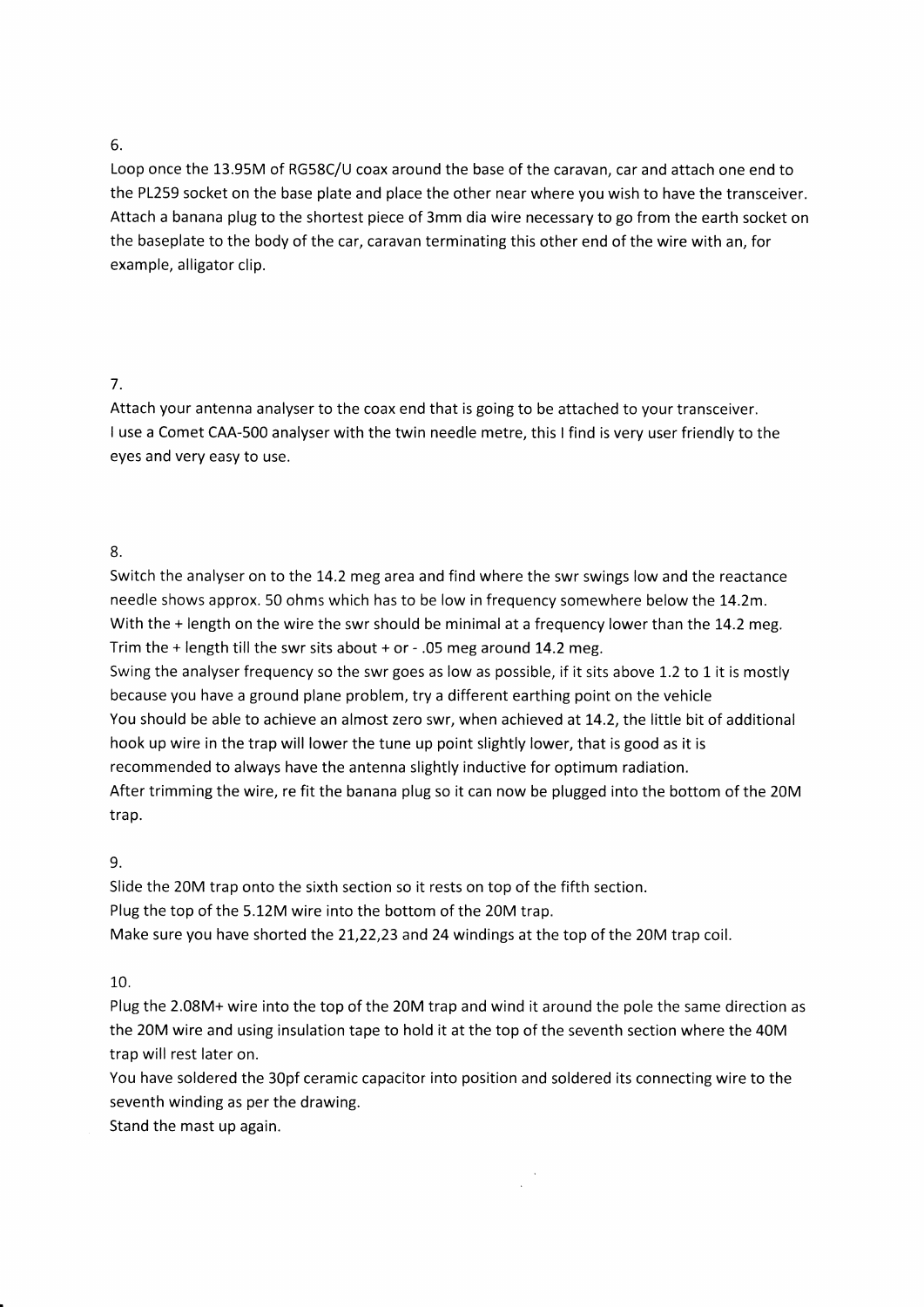6.

Loop once the 13.95M of RG58C/U coax around the base of the caravan, car and attach one end to the PL259 socket on the base plate and place the other near where you wish to have the transceiver. Attach a banana plug to the shortest piece of 3mm dia wire necessary to go from the earth socket on the baseplate to the body of the car, caravan terminating this other end of the wire with an, for example, alligator clip.

7.

Attach your antenna analyser to the coax end that is going to be attached to your transceiver.
I use a Comet CAA-500 analyser with the twin needle metre, this I find is very user friendly to the eyes and very easy to use.

8.

Switch the analyser on to the 14.2 meg area and find where the swr swings low and the reactance needle shows approx. 50 ohms which has to be low in frequency somewhere below the 14.2m.
With the + length on the wire the swr should be minimal at a frequency lower than the 14.2 meg.
Trim the + length till the swr sits about + or - .05 meg around 14.2 meg.
Swing the analyser frequency so the swr goes as low as possible, if it sits above 1.2 to 1 it is mostly because you have a ground plane problem, try a different earthing point on the vehicle
You should be able to achieve an almost zero swr, when achieved at 14.2, the little bit of additional hook up wire in the trap will lower the tune up point slightly lower, that is good as it is recommended to always have the antenna slightly inductive for optimum radiation.
After trimming the wire, re fit the banana plug so it can now be plugged into the bottom of the 20M trap.

9.

Slide the 20M trap onto the sixth section so it rests on top of the fifth section.
Plug the top of the 5.12M wire into the bottom of the 20M trap.
Make sure you have shorted the 21,22,23 and 24 windings at the top of the 20M trap coil.

10.

Plug the 2.08M+ wire into the top of the 20M trap and wind it around the pole the same direction as the 20M wire and using insulation tape to hold it at the top of the seventh section where the 40M trap will rest later on.
You have soldered the 30pf ceramic capacitor into position and soldered its connecting wire to the seventh winding as per the drawing.
Stand the mast up again.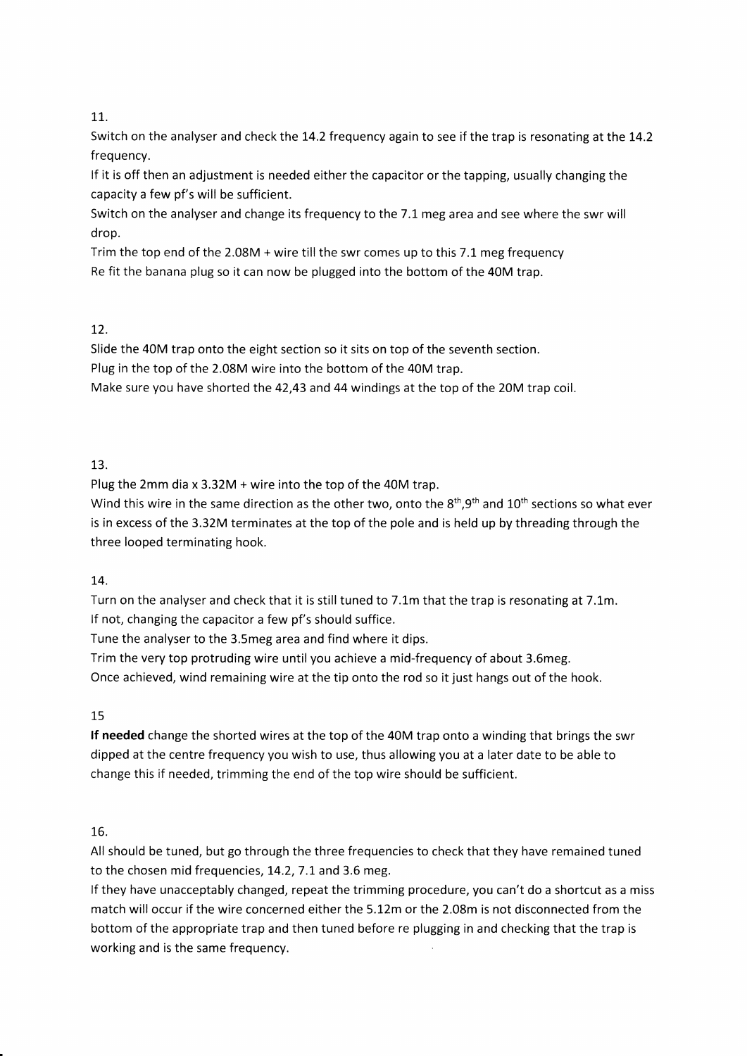11.

Switch on the analyser and check the 14.2 frequency again to see if the trap is resonating at the 14.2 frequency.

If it is off then an adjustment is needed either the capacitor or the tapping, usually changing the capacity a few pf's will be sufficient.

Switch on the analyser and change its frequency to the 7.1 meg area and see where the swr will drop.

Trim the top end of the 2.08M + wire till the swr comes up to this 7.1 meg frequency

Re fit the banana plug so it can now be plugged into the bottom of the 40M trap.

12.

Slide the 40M trap onto the eight section so it sits on top of the seventh section.

Plug in the top of the 2.08M wire into the bottom of the 40M trap.

Make sure you have shorted the 42,43 and 44 windings at the top of the 20M trap coil.

13.

Plug the 2mm dia x 3.32M + wire into the top of the 40M trap.

Wind this wire in the same direction as the other two, onto the 8th,9th and 10th sections so what ever is in excess of the 3.32M terminates at the top of the pole and is held up by threading through the three looped terminating hook.

14.

Turn on the analyser and check that it is still tuned to 7.1m that the trap is resonating at 7.1m.

If not, changing the capacitor a few pf's should suffice.

Tune the analyser to the 3.5meg area and find where it dips.

Trim the very top protruding wire until you achieve a mid-frequency of about 3.6meg.

Once achieved, wind remaining wire at the tip onto the rod so it just hangs out of the hook.

15

**If needed** change the shorted wires at the top of the 40M trap onto a winding that brings the swr dipped at the centre frequency you wish to use, thus allowing you at a later date to be able to change this if needed, trimming the end of the top wire should be sufficient.

16.

All should be tuned, but go through the three frequencies to check that they have remained tuned to the chosen mid frequencies, 14.2, 7.1 and 3.6 meg.

If they have unacceptably changed, repeat the trimming procedure, you can't do a shortcut as a miss match will occur if the wire concerned either the 5.12m or the 2.08m is not disconnected from the bottom of the appropriate trap and then tuned before re plugging in and checking that the trap is working and is the same frequency.